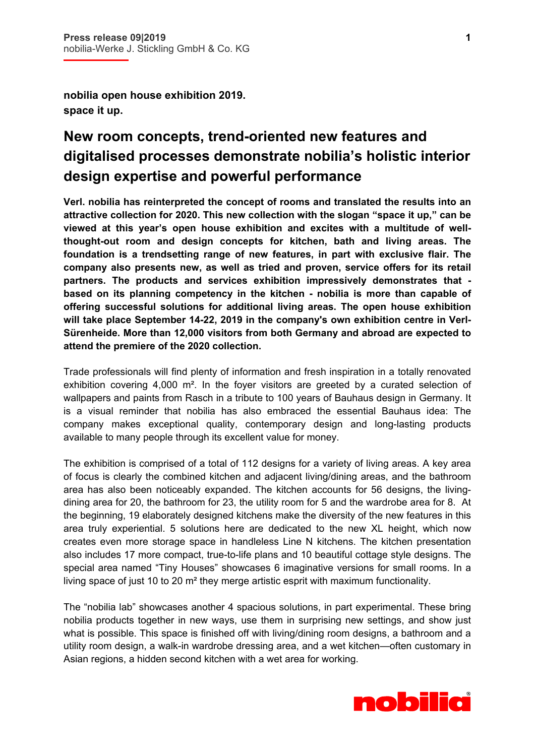**Press release 09|2019**
nobilia-Werke J. Stickling GmbH & Co. KG

**nobilia open house exhibition 2019.**
**space it up.**

# New room concepts, trend-oriented new features and digitalised processes demonstrate nobilia's holistic interior design expertise and powerful performance

**Verl. nobilia has reinterpreted the concept of rooms and translated the results into an attractive collection for 2020. This new collection with the slogan "space it up," can be viewed at this year's open house exhibition and excites with a multitude of well-thought-out room and design concepts for kitchen, bath and living areas. The foundation is a trendsetting range of new features, in part with exclusive flair. The company also presents new, as well as tried and proven, service offers for its retail partners. The products and services exhibition impressively demonstrates that - based on its planning competency in the kitchen - nobilia is more than capable of offering successful solutions for additional living areas. The open house exhibition will take place September 14-22, 2019 in the company's own exhibition centre in Verl-Sürenheide. More than 12,000 visitors from both Germany and abroad are expected to attend the premiere of the 2020 collection.**

Trade professionals will find plenty of information and fresh inspiration in a totally renovated exhibition covering 4,000 m². In the foyer visitors are greeted by a curated selection of wallpapers and paints from Rasch in a tribute to 100 years of Bauhaus design in Germany. It is a visual reminder that nobilia has also embraced the essential Bauhaus idea: The company makes exceptional quality, contemporary design and long-lasting products available to many people through its excellent value for money.

The exhibition is comprised of a total of 112 designs for a variety of living areas. A key area of focus is clearly the combined kitchen and adjacent living/dining areas, and the bathroom area has also been noticeably expanded. The kitchen accounts for 56 designs, the living-dining area for 20, the bathroom for 23, the utility room for 5 and the wardrobe area for 8. At the beginning, 19 elaborately designed kitchens make the diversity of the new features in this area truly experiential. 5 solutions here are dedicated to the new XL height, which now creates even more storage space in handleless Line N kitchens. The kitchen presentation also includes 17 more compact, true-to-life plans and 10 beautiful cottage style designs. The special area named "Tiny Houses" showcases 6 imaginative versions for small rooms. In a living space of just 10 to 20 m² they merge artistic esprit with maximum functionality.

The "nobilia lab" showcases another 4 spacious solutions, in part experimental. These bring nobilia products together in new ways, use them in surprising new settings, and show just what is possible. This space is finished off with living/dining room designs, a bathroom and a utility room design, a walk-in wardrobe dressing area, and a wet kitchen—often customary in Asian regions, a hidden second kitchen with a wet area for working.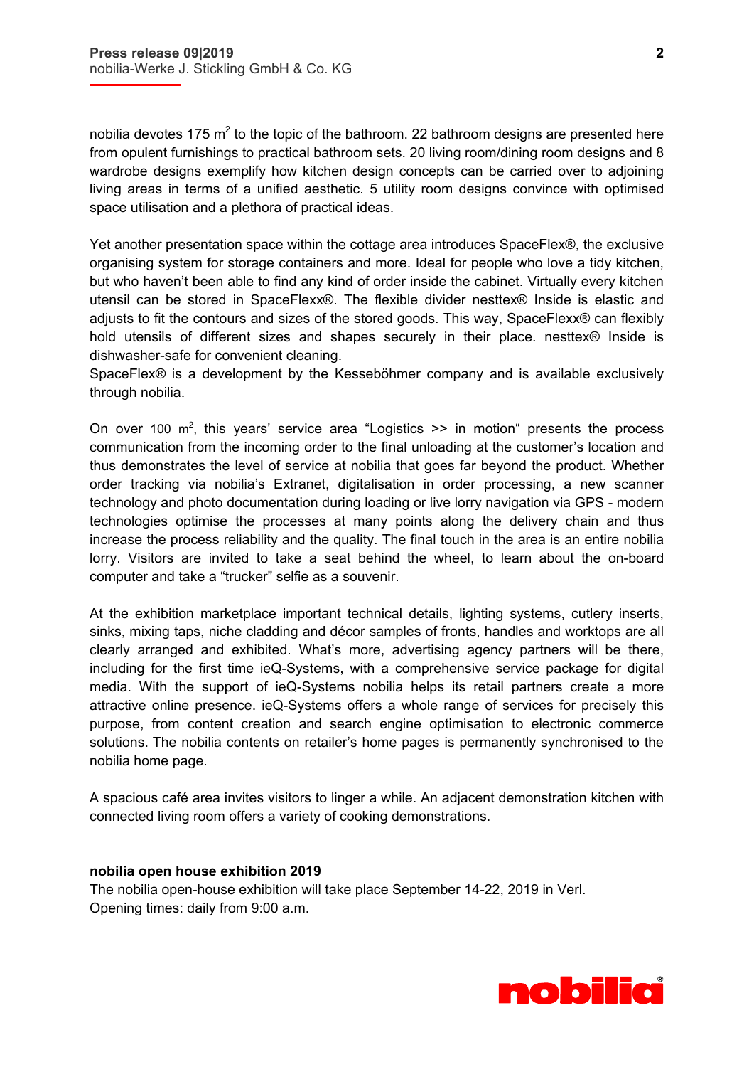nobilia devotes 175 $m^2$ to the topic of the bathroom. 22 bathroom designs are presented here from opulent furnishings to practical bathroom sets. 20 living room/dining room designs and 8 wardrobe designs exemplify how kitchen design concepts can be carried over to adjoining living areas in terms of a unified aesthetic. 5 utility room designs convince with optimised space utilisation and a plethora of practical ideas.

Yet another presentation space within the cottage area introduces SpaceFlex®, the exclusive organising system for storage containers and more. Ideal for people who love a tidy kitchen, but who haven't been able to find any kind of order inside the cabinet. Virtually every kitchen utensil can be stored in SpaceFlexx®. The flexible divider nesttex® Inside is elastic and adjusts to fit the contours and sizes of the stored goods. This way, SpaceFlexx® can flexibly hold utensils of different sizes and shapes securely in their place. nesttex® Inside is dishwasher-safe for convenient cleaning.
SpaceFlex® is a development by the Kesseböhmer company and is available exclusively through nobilia.

On over 100 $m^2$, this years' service area "Logistics >> in motion" presents the process communication from the incoming order to the final unloading at the customer's location and thus demonstrates the level of service at nobilia that goes far beyond the product. Whether order tracking via nobilia's Extranet, digitalisation in order processing, a new scanner technology and photo documentation during loading or live lorry navigation via GPS - modern technologies optimise the processes at many points along the delivery chain and thus increase the process reliability and the quality. The final touch in the area is an entire nobilia lorry. Visitors are invited to take a seat behind the wheel, to learn about the on-board computer and take a "trucker" selfie as a souvenir.

At the exhibition marketplace important technical details, lighting systems, cutlery inserts, sinks, mixing taps, niche cladding and décor samples of fronts, handles and worktops are all clearly arranged and exhibited. What's more, advertising agency partners will be there, including for the first time ieQ-Systems, with a comprehensive service package for digital media. With the support of ieQ-Systems nobilia helps its retail partners create a more attractive online presence. ieQ-Systems offers a whole range of services for precisely this purpose, from content creation and search engine optimisation to electronic commerce solutions. The nobilia contents on retailer's home pages is permanently synchronised to the nobilia home page.

A spacious café area invites visitors to linger a while. An adjacent demonstration kitchen with connected living room offers a variety of cooking demonstrations.

**nobilia open house exhibition 2019**
The nobilia open-house exhibition will take place September 14-22, 2019 in Verl.
Opening times: daily from 9:00 a.m.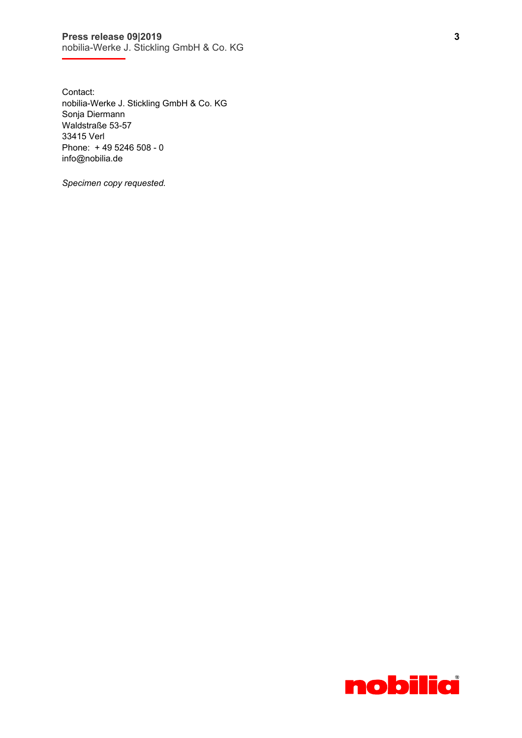Contact:
nobilia-Werke J. Stickling GmbH & Co. KG
Sonja Diermann
Waldstraße 53-57
33415 Verl
Phone:  + 49 5246 508 - 0
info@nobilia.de

*Specimen copy requested.*